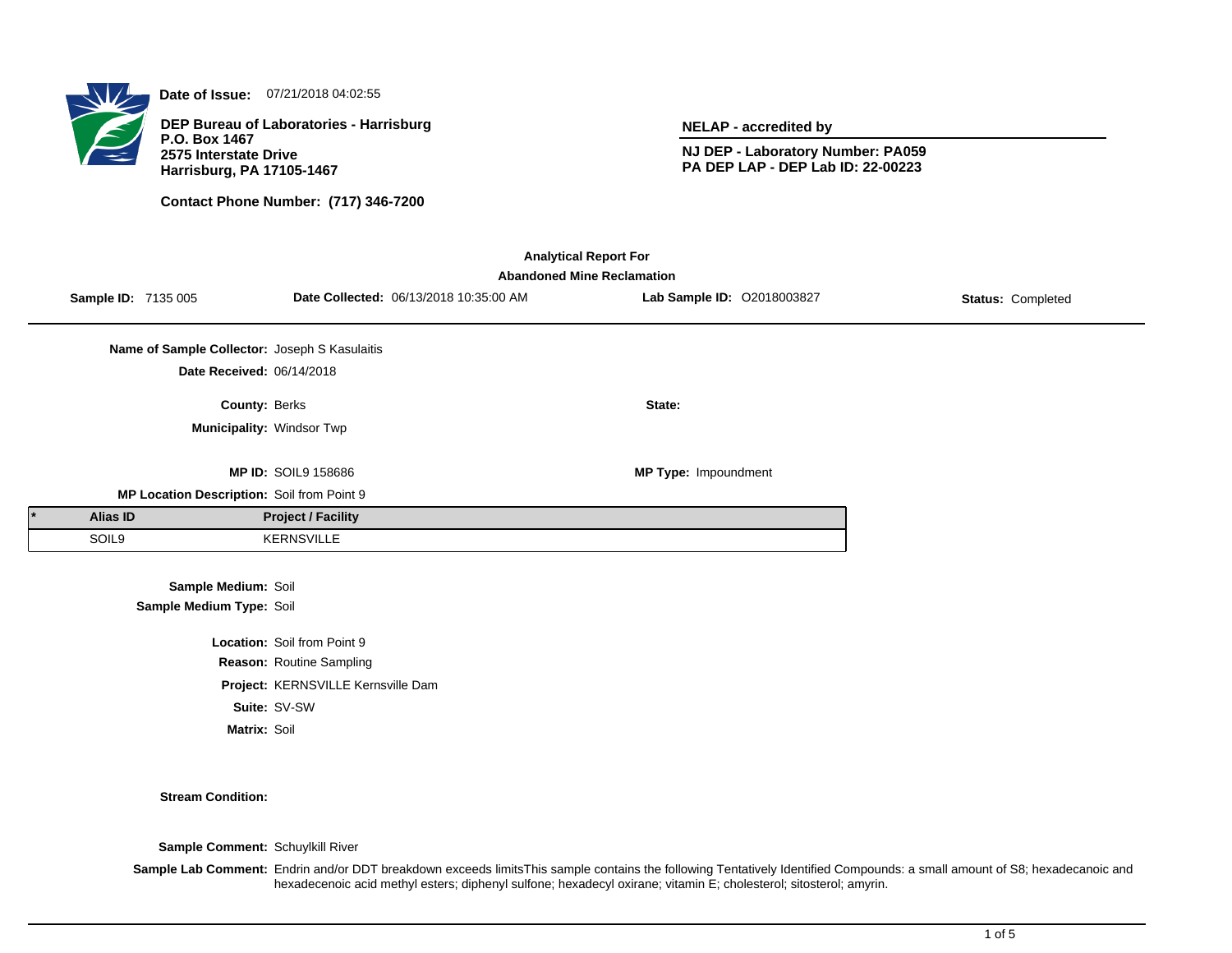**Date of Issue:** 07/21/2018 04:02:55

**DEP Bureau of Laboratories - Harrisburg**
**P.O. Box 1467**
**2575 Interstate Drive**
**Harrisburg, PA 17105-1467**

**Contact Phone Number: (717) 346-7200**

**NELAP - accredited by**

**NJ DEP - Laboratory Number: PA059**
**PA DEP LAP - DEP Lab ID: 22-00223**

## Analytical Report For
## Abandoned Mine Reclamation

**Sample ID:** 7135 005 | **Date Collected:** 06/13/2018 10:35:00 AM | **Lab Sample ID:** O2018003827 | **Status:** Completed

**Name of Sample Collector:** Joseph S Kasulaitis

**Date Received:** 06/14/2018

**County:** Berks

**State:**

**Municipality:** Windsor Twp

**MP ID:** SOIL9 158686

**MP Type:** Impoundment

**MP Location Description:** Soil from Point 9

| * | Alias ID | Project / Facility |
|---|---|---|
| | SOIL9 | KERNSVILLE |

**Sample Medium:** Soil

**Sample Medium Type:** Soil

**Location:** Soil from Point 9

**Reason:** Routine Sampling

**Project:** KERNSVILLE Kernsville Dam

**Suite:** SV-SW

**Matrix:** Soil

**Stream Condition:**

**Sample Comment:** Schuylkill River

**Sample Lab Comment:** Endrin and/or DDT breakdown exceeds limitsThis sample contains the following Tentatively Identified Compounds: a small amount of S8; hexadecanoic and hexadecenoic acid methyl esters; diphenyl sulfone; hexadecyl oxirane; vitamin E; cholesterol; sitosterol; amyrin.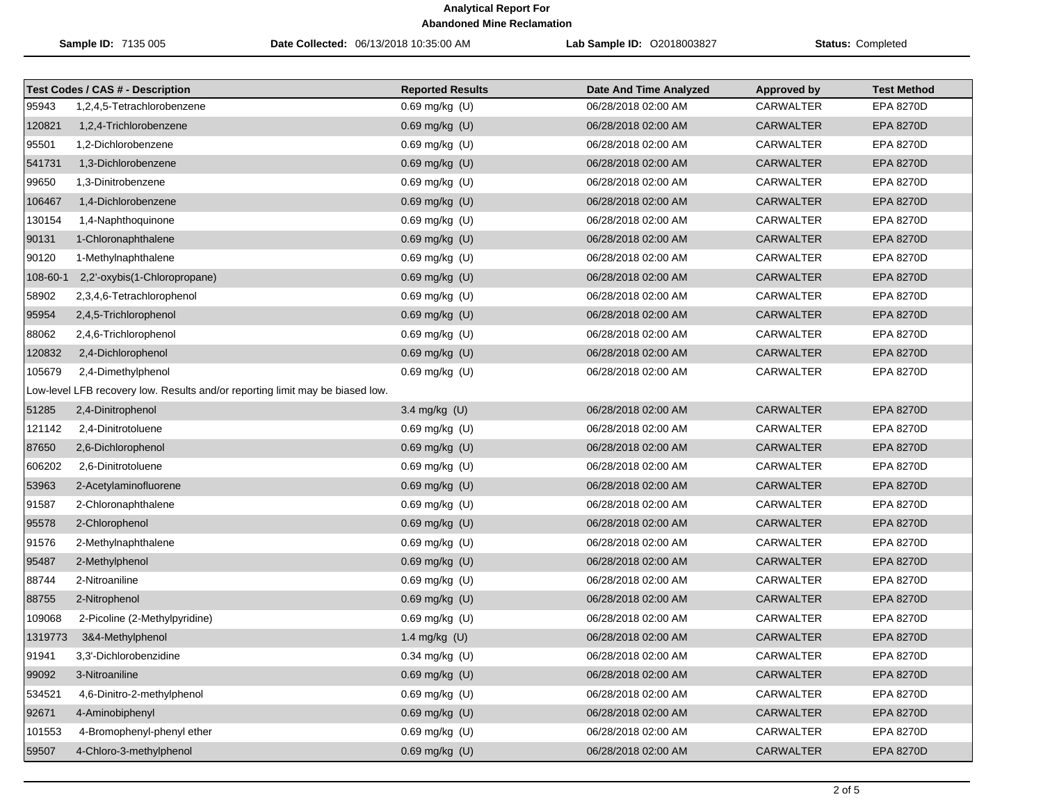**Analytical Report For**
**Abandoned Mine Reclamation**

**Sample ID:** 7135 005 | **Date Collected:** 06/13/2018 10:35:00 AM | **Lab Sample ID:** O2018003827 | **Status:** Completed

| Test Codes / CAS # - Description | | Reported Results | Date And Time Analyzed | Approved by | Test Method |
|---|---|---|---|---|---|
| 95943 | 1,2,4,5-Tetrachlorobenzene | 0.69 mg/kg (U) | 06/28/2018 02:00 AM | CARWALTER | EPA 8270D |
| 120821 | 1,2,4-Trichlorobenzene | 0.69 mg/kg (U) | 06/28/2018 02:00 AM | CARWALTER | EPA 8270D |
| 95501 | 1,2-Dichlorobenzene | 0.69 mg/kg (U) | 06/28/2018 02:00 AM | CARWALTER | EPA 8270D |
| 541731 | 1,3-Dichlorobenzene | 0.69 mg/kg (U) | 06/28/2018 02:00 AM | CARWALTER | EPA 8270D |
| 99650 | 1,3-Dinitrobenzene | 0.69 mg/kg (U) | 06/28/2018 02:00 AM | CARWALTER | EPA 8270D |
| 106467 | 1,4-Dichlorobenzene | 0.69 mg/kg (U) | 06/28/2018 02:00 AM | CARWALTER | EPA 8270D |
| 130154 | 1,4-Naphthoquinone | 0.69 mg/kg (U) | 06/28/2018 02:00 AM | CARWALTER | EPA 8270D |
| 90131 | 1-Chloronaphthalene | 0.69 mg/kg (U) | 06/28/2018 02:00 AM | CARWALTER | EPA 8270D |
| 90120 | 1-Methylnaphthalene | 0.69 mg/kg (U) | 06/28/2018 02:00 AM | CARWALTER | EPA 8270D |
| 108-60-1 | 2,2'-oxybis(1-Chloropropane) | 0.69 mg/kg (U) | 06/28/2018 02:00 AM | CARWALTER | EPA 8270D |
| 58902 | 2,3,4,6-Tetrachlorophenol | 0.69 mg/kg (U) | 06/28/2018 02:00 AM | CARWALTER | EPA 8270D |
| 95954 | 2,4,5-Trichlorophenol | 0.69 mg/kg (U) | 06/28/2018 02:00 AM | CARWALTER | EPA 8270D |
| 88062 | 2,4,6-Trichlorophenol | 0.69 mg/kg (U) | 06/28/2018 02:00 AM | CARWALTER | EPA 8270D |
| 120832 | 2,4-Dichlorophenol | 0.69 mg/kg (U) | 06/28/2018 02:00 AM | CARWALTER | EPA 8270D |
| 105679 | 2,4-Dimethylphenol | 0.69 mg/kg (U) | 06/28/2018 02:00 AM | CARWALTER | EPA 8270D |
| Low-level LFB recovery low. Results and/or reporting limit may be biased low. | | | | | |
| 51285 | 2,4-Dinitrophenol | 3.4 mg/kg (U) | 06/28/2018 02:00 AM | CARWALTER | EPA 8270D |
| 121142 | 2,4-Dinitrotoluene | 0.69 mg/kg (U) | 06/28/2018 02:00 AM | CARWALTER | EPA 8270D |
| 87650 | 2,6-Dichlorophenol | 0.69 mg/kg (U) | 06/28/2018 02:00 AM | CARWALTER | EPA 8270D |
| 606202 | 2,6-Dinitrotoluene | 0.69 mg/kg (U) | 06/28/2018 02:00 AM | CARWALTER | EPA 8270D |
| 53963 | 2-Acetylaminofluorene | 0.69 mg/kg (U) | 06/28/2018 02:00 AM | CARWALTER | EPA 8270D |
| 91587 | 2-Chloronaphthalene | 0.69 mg/kg (U) | 06/28/2018 02:00 AM | CARWALTER | EPA 8270D |
| 95578 | 2-Chlorophenol | 0.69 mg/kg (U) | 06/28/2018 02:00 AM | CARWALTER | EPA 8270D |
| 91576 | 2-Methylnaphthalene | 0.69 mg/kg (U) | 06/28/2018 02:00 AM | CARWALTER | EPA 8270D |
| 95487 | 2-Methylphenol | 0.69 mg/kg (U) | 06/28/2018 02:00 AM | CARWALTER | EPA 8270D |
| 88744 | 2-Nitroaniline | 0.69 mg/kg (U) | 06/28/2018 02:00 AM | CARWALTER | EPA 8270D |
| 88755 | 2-Nitrophenol | 0.69 mg/kg (U) | 06/28/2018 02:00 AM | CARWALTER | EPA 8270D |
| 109068 | 2-Picoline (2-Methylpyridine) | 0.69 mg/kg (U) | 06/28/2018 02:00 AM | CARWALTER | EPA 8270D |
| 1319773 | 3&4-Methylphenol | 1.4 mg/kg (U) | 06/28/2018 02:00 AM | CARWALTER | EPA 8270D |
| 91941 | 3,3'-Dichlorobenzidine | 0.34 mg/kg (U) | 06/28/2018 02:00 AM | CARWALTER | EPA 8270D |
| 99092 | 3-Nitroaniline | 0.69 mg/kg (U) | 06/28/2018 02:00 AM | CARWALTER | EPA 8270D |
| 534521 | 4,6-Dinitro-2-methylphenol | 0.69 mg/kg (U) | 06/28/2018 02:00 AM | CARWALTER | EPA 8270D |
| 92671 | 4-Aminobiphenyl | 0.69 mg/kg (U) | 06/28/2018 02:00 AM | CARWALTER | EPA 8270D |
| 101553 | 4-Bromophenyl-phenyl ether | 0.69 mg/kg (U) | 06/28/2018 02:00 AM | CARWALTER | EPA 8270D |
| 59507 | 4-Chloro-3-methylphenol | 0.69 mg/kg (U) | 06/28/2018 02:00 AM | CARWALTER | EPA 8270D |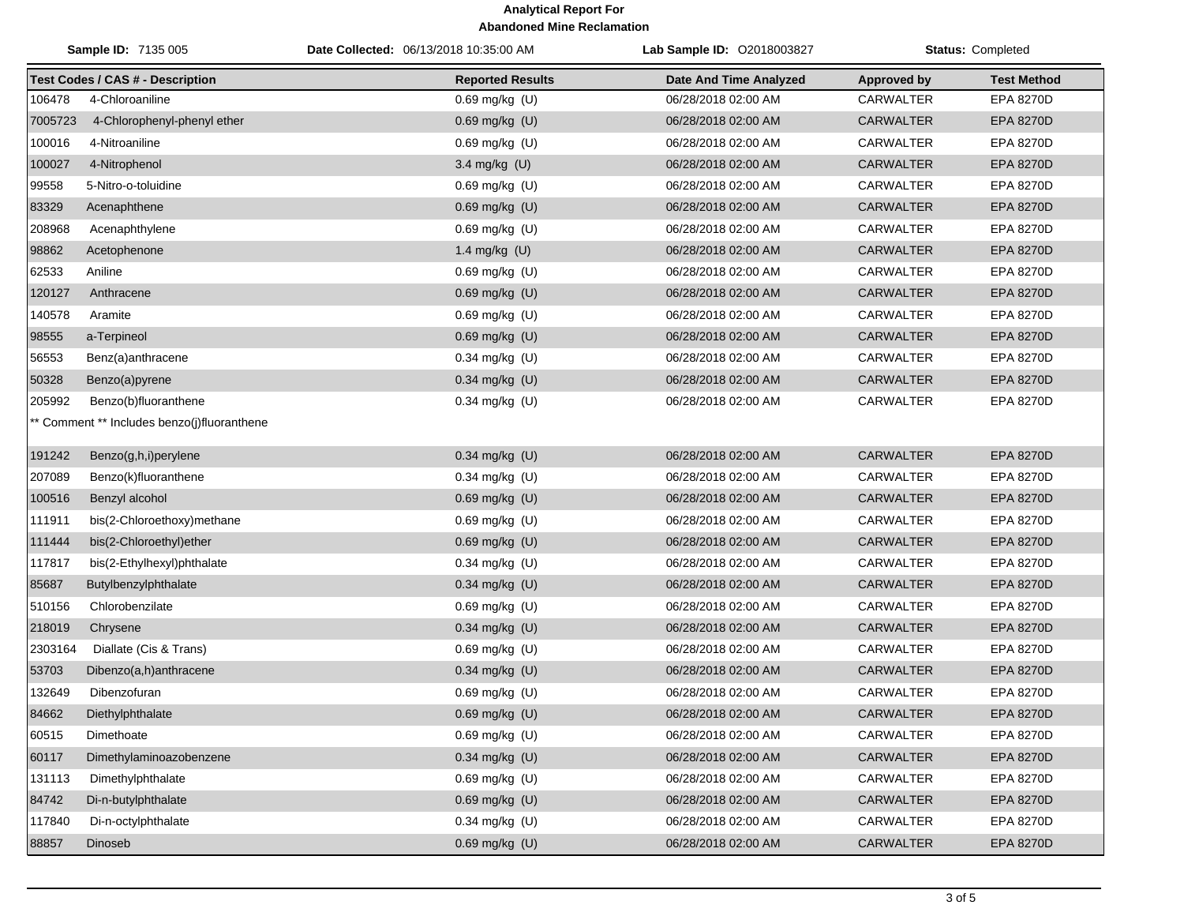**Analytical Report For**
**Abandoned Mine Reclamation**

**Sample ID:** 7135 005 | **Date Collected:** 06/13/2018 10:35:00 AM | **Lab Sample ID:** O2018003827 | **Status:** Completed

| Test Codes / CAS # - Description | Reported Results | Date And Time Analyzed | Approved by | Test Method |
|---|---|---|---|---|
| 106478 4-Chloroaniline | 0.69 mg/kg (U) | 06/28/2018 02:00 AM | CARWALTER | EPA 8270D |
| 7005723 4-Chlorophenyl-phenyl ether | 0.69 mg/kg (U) | 06/28/2018 02:00 AM | CARWALTER | EPA 8270D |
| 100016 4-Nitroaniline | 0.69 mg/kg (U) | 06/28/2018 02:00 AM | CARWALTER | EPA 8270D |
| 100027 4-Nitrophenol | 3.4 mg/kg (U) | 06/28/2018 02:00 AM | CARWALTER | EPA 8270D |
| 99558 5-Nitro-o-toluidine | 0.69 mg/kg (U) | 06/28/2018 02:00 AM | CARWALTER | EPA 8270D |
| 83329 Acenaphthene | 0.69 mg/kg (U) | 06/28/2018 02:00 AM | CARWALTER | EPA 8270D |
| 208968 Acenaphthylene | 0.69 mg/kg (U) | 06/28/2018 02:00 AM | CARWALTER | EPA 8270D |
| 98862 Acetophenone | 1.4 mg/kg (U) | 06/28/2018 02:00 AM | CARWALTER | EPA 8270D |
| 62533 Aniline | 0.69 mg/kg (U) | 06/28/2018 02:00 AM | CARWALTER | EPA 8270D |
| 120127 Anthracene | 0.69 mg/kg (U) | 06/28/2018 02:00 AM | CARWALTER | EPA 8270D |
| 140578 Aramite | 0.69 mg/kg (U) | 06/28/2018 02:00 AM | CARWALTER | EPA 8270D |
| 98555 a-Terpineol | 0.69 mg/kg (U) | 06/28/2018 02:00 AM | CARWALTER | EPA 8270D |
| 56553 Benz(a)anthracene | 0.34 mg/kg (U) | 06/28/2018 02:00 AM | CARWALTER | EPA 8270D |
| 50328 Benzo(a)pyrene | 0.34 mg/kg (U) | 06/28/2018 02:00 AM | CARWALTER | EPA 8270D |
| 205992 Benzo(b)fluoranthene | 0.34 mg/kg (U) | 06/28/2018 02:00 AM | CARWALTER | EPA 8270D |
| ** Comment ** Includes benzo(j)fluoranthene | | | | |
| 191242 Benzo(g,h,i)perylene | 0.34 mg/kg (U) | 06/28/2018 02:00 AM | CARWALTER | EPA 8270D |
| 207089 Benzo(k)fluoranthene | 0.34 mg/kg (U) | 06/28/2018 02:00 AM | CARWALTER | EPA 8270D |
| 100516 Benzyl alcohol | 0.69 mg/kg (U) | 06/28/2018 02:00 AM | CARWALTER | EPA 8270D |
| 111911 bis(2-Chloroethoxy)methane | 0.69 mg/kg (U) | 06/28/2018 02:00 AM | CARWALTER | EPA 8270D |
| 111444 bis(2-Chloroethyl)ether | 0.69 mg/kg (U) | 06/28/2018 02:00 AM | CARWALTER | EPA 8270D |
| 117817 bis(2-Ethylhexyl)phthalate | 0.34 mg/kg (U) | 06/28/2018 02:00 AM | CARWALTER | EPA 8270D |
| 85687 Butylbenzylphthalate | 0.34 mg/kg (U) | 06/28/2018 02:00 AM | CARWALTER | EPA 8270D |
| 510156 Chlorobenzilate | 0.69 mg/kg (U) | 06/28/2018 02:00 AM | CARWALTER | EPA 8270D |
| 218019 Chrysene | 0.34 mg/kg (U) | 06/28/2018 02:00 AM | CARWALTER | EPA 8270D |
| 2303164 Diallate (Cis & Trans) | 0.69 mg/kg (U) | 06/28/2018 02:00 AM | CARWALTER | EPA 8270D |
| 53703 Dibenzo(a,h)anthracene | 0.34 mg/kg (U) | 06/28/2018 02:00 AM | CARWALTER | EPA 8270D |
| 132649 Dibenzofuran | 0.69 mg/kg (U) | 06/28/2018 02:00 AM | CARWALTER | EPA 8270D |
| 84662 Diethylphthalate | 0.69 mg/kg (U) | 06/28/2018 02:00 AM | CARWALTER | EPA 8270D |
| 60515 Dimethoate | 0.69 mg/kg (U) | 06/28/2018 02:00 AM | CARWALTER | EPA 8270D |
| 60117 Dimethylaminoazobenzene | 0.34 mg/kg (U) | 06/28/2018 02:00 AM | CARWALTER | EPA 8270D |
| 131113 Dimethylphthalate | 0.69 mg/kg (U) | 06/28/2018 02:00 AM | CARWALTER | EPA 8270D |
| 84742 Di-n-butylphthalate | 0.69 mg/kg (U) | 06/28/2018 02:00 AM | CARWALTER | EPA 8270D |
| 117840 Di-n-octylphthalate | 0.34 mg/kg (U) | 06/28/2018 02:00 AM | CARWALTER | EPA 8270D |
| 88857 Dinoseb | 0.69 mg/kg (U) | 06/28/2018 02:00 AM | CARWALTER | EPA 8270D |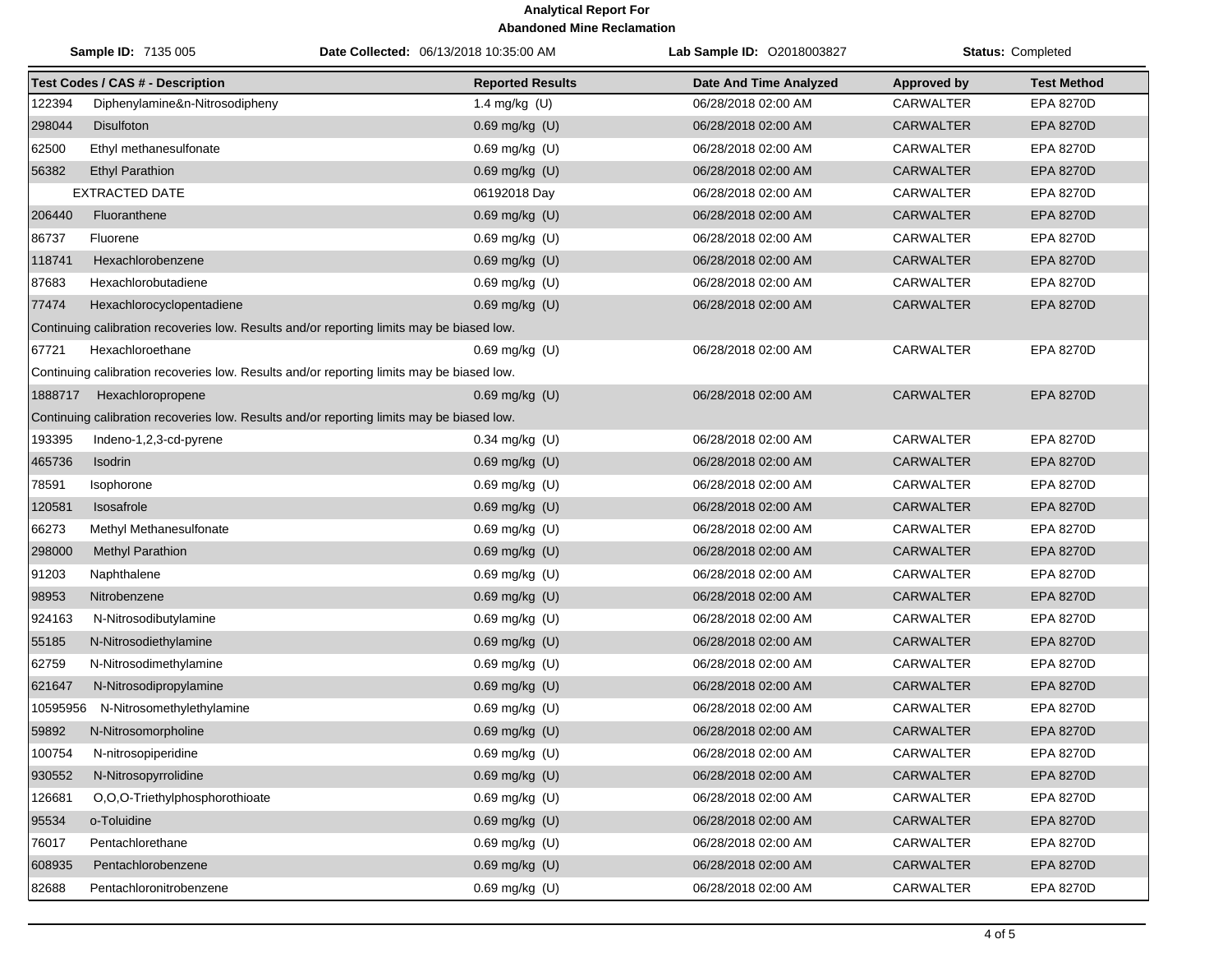**Analytical Report For**
**Abandoned Mine Reclamation**

**Sample ID:** 7135 005 | **Date Collected:** 06/13/2018 10:35:00 AM | **Lab Sample ID:** O2018003827 | **Status:** Completed

| Test Codes / CAS # - Description | Reported Results | Date And Time Analyzed | Approved by | Test Method |
|---|---|---|---|---|
| 122394 Diphenylamine&n-Nitrosodipheny | 1.4 mg/kg (U) | 06/28/2018 02:00 AM | CARWALTER | EPA 8270D |
| 298044 Disulfoton | 0.69 mg/kg (U) | 06/28/2018 02:00 AM | CARWALTER | EPA 8270D |
| 62500 Ethyl methanesulfonate | 0.69 mg/kg (U) | 06/28/2018 02:00 AM | CARWALTER | EPA 8270D |
| 56382 Ethyl Parathion | 0.69 mg/kg (U) | 06/28/2018 02:00 AM | CARWALTER | EPA 8270D |
| EXTRACTED DATE | 06192018 Day | 06/28/2018 02:00 AM | CARWALTER | EPA 8270D |
| 206440 Fluoranthene | 0.69 mg/kg (U) | 06/28/2018 02:00 AM | CARWALTER | EPA 8270D |
| 86737 Fluorene | 0.69 mg/kg (U) | 06/28/2018 02:00 AM | CARWALTER | EPA 8270D |
| 118741 Hexachlorobenzene | 0.69 mg/kg (U) | 06/28/2018 02:00 AM | CARWALTER | EPA 8270D |
| 87683 Hexachlorobutadiene | 0.69 mg/kg (U) | 06/28/2018 02:00 AM | CARWALTER | EPA 8270D |
| 77474 Hexachlorocyclopentadiene | 0.69 mg/kg (U) | 06/28/2018 02:00 AM | CARWALTER | EPA 8270D |
| Continuing calibration recoveries low. Results and/or reporting limits may be biased low. | | | | |
| 67721 Hexachloroethane | 0.69 mg/kg (U) | 06/28/2018 02:00 AM | CARWALTER | EPA 8270D |
| Continuing calibration recoveries low. Results and/or reporting limits may be biased low. | | | | |
| 1888717 Hexachloropropene | 0.69 mg/kg (U) | 06/28/2018 02:00 AM | CARWALTER | EPA 8270D |
| Continuing calibration recoveries low. Results and/or reporting limits may be biased low. | | | | |
| 193395 Indeno-1,2,3-cd-pyrene | 0.34 mg/kg (U) | 06/28/2018 02:00 AM | CARWALTER | EPA 8270D |
| 465736 Isodrin | 0.69 mg/kg (U) | 06/28/2018 02:00 AM | CARWALTER | EPA 8270D |
| 78591 Isophorone | 0.69 mg/kg (U) | 06/28/2018 02:00 AM | CARWALTER | EPA 8270D |
| 120581 Isosafrole | 0.69 mg/kg (U) | 06/28/2018 02:00 AM | CARWALTER | EPA 8270D |
| 66273 Methyl Methanesulfonate | 0.69 mg/kg (U) | 06/28/2018 02:00 AM | CARWALTER | EPA 8270D |
| 298000 Methyl Parathion | 0.69 mg/kg (U) | 06/28/2018 02:00 AM | CARWALTER | EPA 8270D |
| 91203 Naphthalene | 0.69 mg/kg (U) | 06/28/2018 02:00 AM | CARWALTER | EPA 8270D |
| 98953 Nitrobenzene | 0.69 mg/kg (U) | 06/28/2018 02:00 AM | CARWALTER | EPA 8270D |
| 924163 N-Nitrosodibutylamine | 0.69 mg/kg (U) | 06/28/2018 02:00 AM | CARWALTER | EPA 8270D |
| 55185 N-Nitrosodiethylamine | 0.69 mg/kg (U) | 06/28/2018 02:00 AM | CARWALTER | EPA 8270D |
| 62759 N-Nitrosodimethylamine | 0.69 mg/kg (U) | 06/28/2018 02:00 AM | CARWALTER | EPA 8270D |
| 621647 N-Nitrosodipropylamine | 0.69 mg/kg (U) | 06/28/2018 02:00 AM | CARWALTER | EPA 8270D |
| 10595956 N-Nitrosomethylethylamine | 0.69 mg/kg (U) | 06/28/2018 02:00 AM | CARWALTER | EPA 8270D |
| 59892 N-Nitrosomorpholine | 0.69 mg/kg (U) | 06/28/2018 02:00 AM | CARWALTER | EPA 8270D |
| 100754 N-nitrosopiperidine | 0.69 mg/kg (U) | 06/28/2018 02:00 AM | CARWALTER | EPA 8270D |
| 930552 N-Nitrosopyrrolidine | 0.69 mg/kg (U) | 06/28/2018 02:00 AM | CARWALTER | EPA 8270D |
| 126681 O,O,O-Triethylphosphorothioate | 0.69 mg/kg (U) | 06/28/2018 02:00 AM | CARWALTER | EPA 8270D |
| 95534 o-Toluidine | 0.69 mg/kg (U) | 06/28/2018 02:00 AM | CARWALTER | EPA 8270D |
| 76017 Pentachlorethane | 0.69 mg/kg (U) | 06/28/2018 02:00 AM | CARWALTER | EPA 8270D |
| 608935 Pentachlorobenzene | 0.69 mg/kg (U) | 06/28/2018 02:00 AM | CARWALTER | EPA 8270D |
| 82688 Pentachloronitrobenzene | 0.69 mg/kg (U) | 06/28/2018 02:00 AM | CARWALTER | EPA 8270D |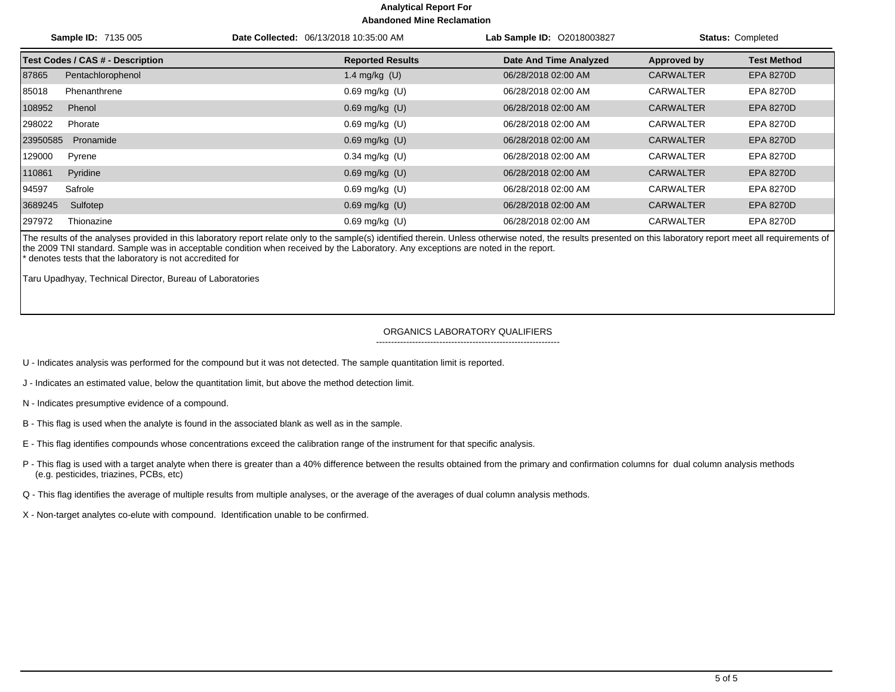**Analytical Report For**
**Abandoned Mine Reclamation**

**Sample ID:** 7135 005 | **Date Collected:** 06/13/2018 10:35:00 AM | **Lab Sample ID:** O2018003827 | **Status:** Completed

| Test Codes / CAS # - Description | | Reported Results | Date And Time Analyzed | Approved by | Test Method |
|---|---|---|---|---|---|
| 87865 | Pentachlorophenol | 1.4 mg/kg (U) | 06/28/2018 02:00 AM | CARWALTER | EPA 8270D |
| 85018 | Phenanthrene | 0.69 mg/kg (U) | 06/28/2018 02:00 AM | CARWALTER | EPA 8270D |
| 108952 | Phenol | 0.69 mg/kg (U) | 06/28/2018 02:00 AM | CARWALTER | EPA 8270D |
| 298022 | Phorate | 0.69 mg/kg (U) | 06/28/2018 02:00 AM | CARWALTER | EPA 8270D |
| 23950585 | Pronamide | 0.69 mg/kg (U) | 06/28/2018 02:00 AM | CARWALTER | EPA 8270D |
| 129000 | Pyrene | 0.34 mg/kg (U) | 06/28/2018 02:00 AM | CARWALTER | EPA 8270D |
| 110861 | Pyridine | 0.69 mg/kg (U) | 06/28/2018 02:00 AM | CARWALTER | EPA 8270D |
| 94597 | Safrole | 0.69 mg/kg (U) | 06/28/2018 02:00 AM | CARWALTER | EPA 8270D |
| 3689245 | Sulfotep | 0.69 mg/kg (U) | 06/28/2018 02:00 AM | CARWALTER | EPA 8270D |
| 297972 | Thionazine | 0.69 mg/kg (U) | 06/28/2018 02:00 AM | CARWALTER | EPA 8270D |

The results of the analyses provided in this laboratory report relate only to the sample(s) identified therein. Unless otherwise noted, the results presented on this laboratory report meet all requirements of the 2009 TNI standard. Sample was in acceptable condition when received by the Laboratory. Any exceptions are noted in the report.
* denotes tests that the laboratory is not accredited for

Taru Upadhyay, Technical Director, Bureau of Laboratories

ORGANICS LABORATORY QUALIFIERS

U - Indicates analysis was performed for the compound but it was not detected. The sample quantitation limit is reported.

J - Indicates an estimated value, below the quantitation limit, but above the method detection limit.

N - Indicates presumptive evidence of a compound.

B - This flag is used when the analyte is found in the associated blank as well as in the sample.

E - This flag identifies compounds whose concentrations exceed the calibration range of the instrument for that specific analysis.

P - This flag is used with a target analyte when there is greater than a 40% difference between the results obtained from the primary and confirmation columns for dual column analysis methods (e.g. pesticides, triazines, PCBs, etc)

Q - This flag identifies the average of multiple results from multiple analyses, or the average of the averages of dual column analysis methods.

X - Non-target analytes co-elute with compound. Identification unable to be confirmed.